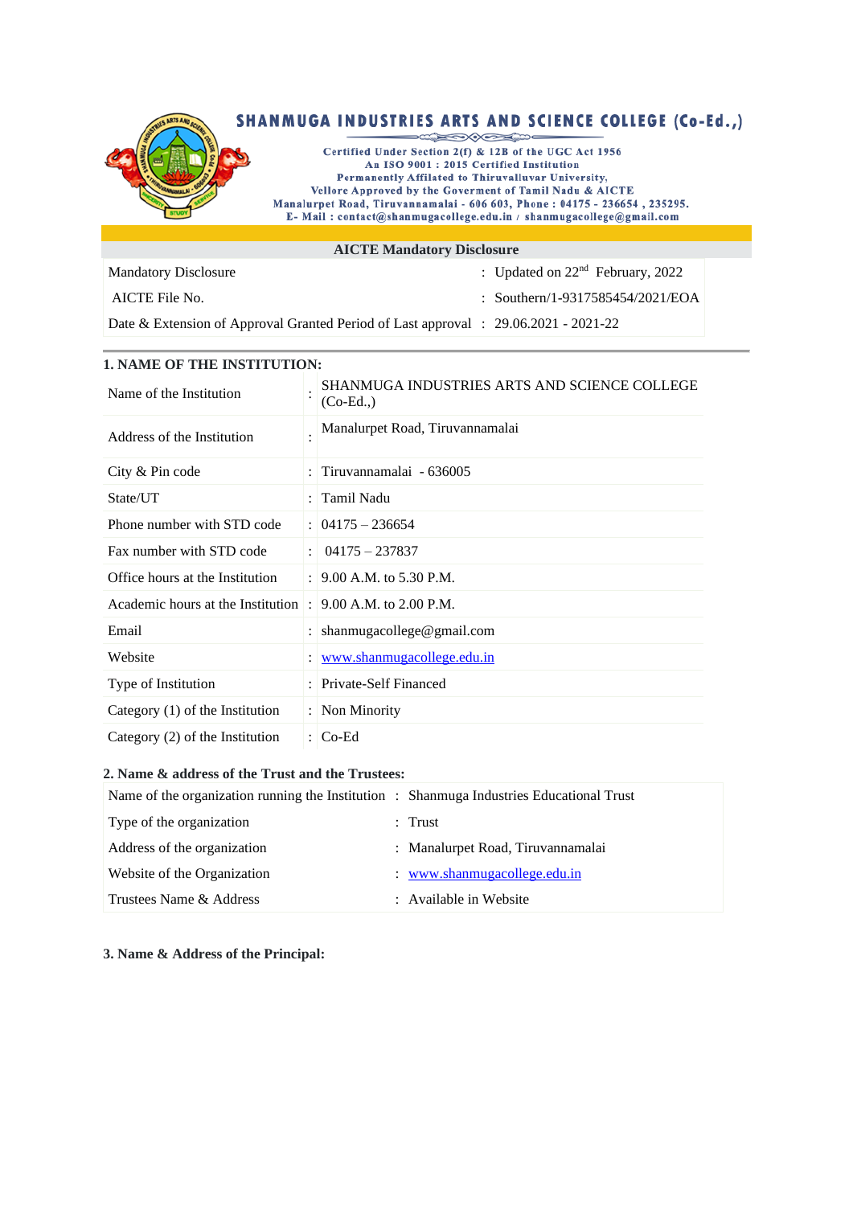# SHANMUGA INDUSTRIES ARTS AND SCIENCE COLLEGE (Co-Ed.,)

Certified Under Section 2(f) & 12B of the UGC Act 1956
An ISO 9001 : 2015 Certified Institution
Permanently Affilated to Thiruvalluvar University, Vellore Approved by the Goverment of Tamil Nadu & AICTE
Manalurpet Road, Tiruvannamalai - 606 603, Phone : 04175 - 236654 , 235295.
E- Mail : contact@shanmugacollege.edu.in / shanmugacollege@gmail.com

## AICTE Mandatory Disclosure

| | | |
|---|---|---|
| Mandatory Disclosure | : | Updated on 22nd February, 2022 |
| AICTE File No. | : | Southern/1-9317585454/2021/EOA |
| Date & Extension of Approval Granted Period of Last approval | : | 29.06.2021 - 2021-22 |

### 1. NAME OF THE INSTITUTION:

| | | |
|---|---|---|
| Name of the Institution | : | SHANMUGA INDUSTRIES ARTS AND SCIENCE COLLEGE (Co-Ed.,) |
| Address of the Institution | : | Manalurpet Road, Tiruvannamalai |
| City & Pin code | : | Tiruvannamalai - 636005 |
| State/UT | : | Tamil Nadu |
| Phone number with STD code | : | 04175 – 236654 |
| Fax number with STD code | : | 04175 – 237837 |
| Office hours at the Institution | : | 9.00 A.M. to 5.30 P.M. |
| Academic hours at the Institution | : | 9.00 A.M. to 2.00 P.M. |
| Email | : | shanmugacollege@gmail.com |
| Website | : | www.shanmugacollege.edu.in |
| Type of Institution | : | Private-Self Financed |
| Category (1) of the Institution | : | Non Minority |
| Category (2) of the Institution | : | Co-Ed |

### 2. Name & address of the Trust and the Trustees:

| | | |
|---|---|---|
| Name of the organization running the Institution | : | Shanmuga Industries Educational Trust |
| Type of the organization | : | Trust |
| Address of the organization | : | Manalurpet Road, Tiruvannamalai |
| Website of the Organization | : | www.shanmugacollege.edu.in |
| Trustees Name & Address | : | Available in Website |

### 3. Name & Address of the Principal: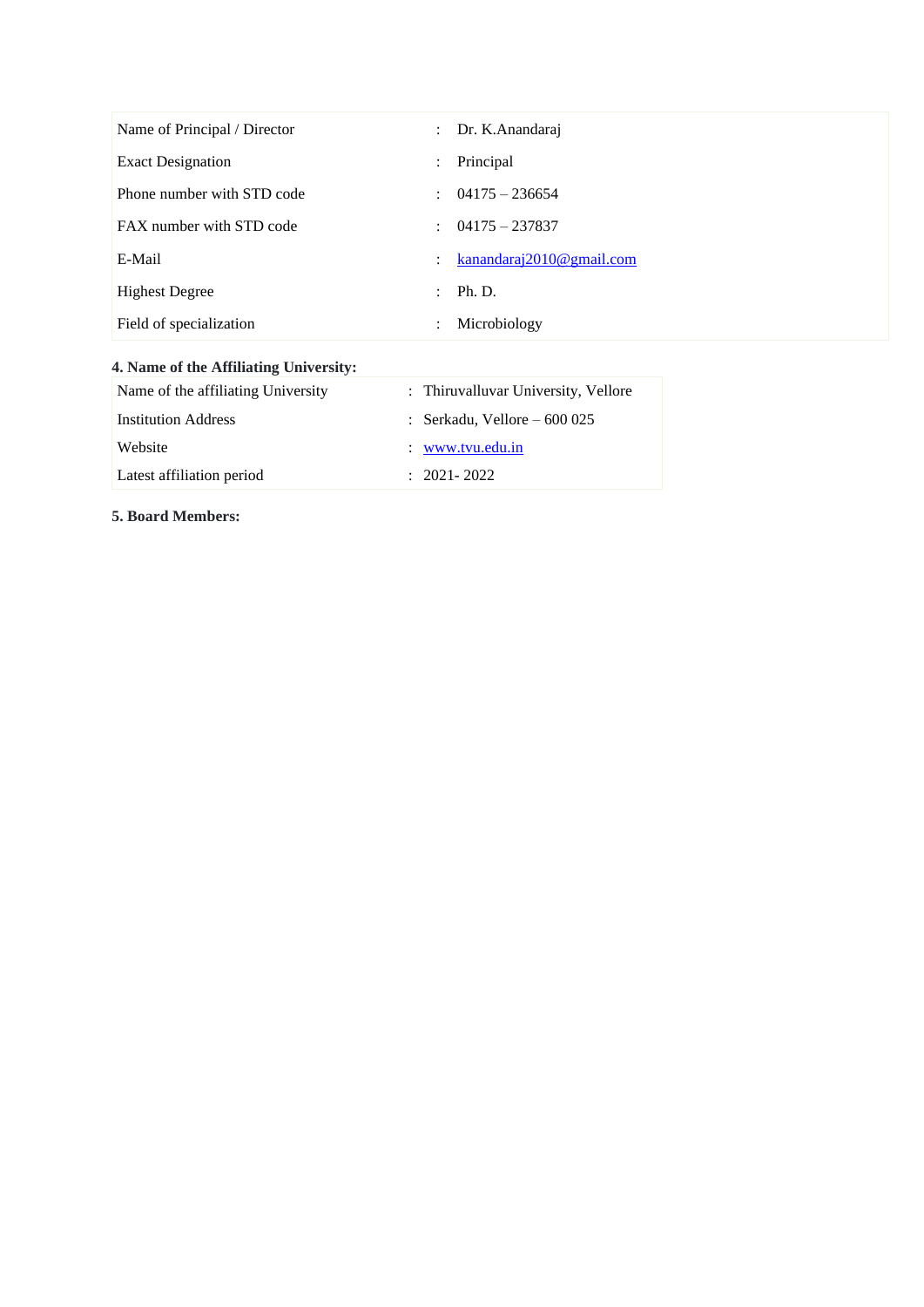| | | |
|---|---|---|
| Name of Principal / Director | : | Dr. K.Anandaraj |
| Exact Designation | : | Principal |
| Phone number with STD code | : | 04175 – 236654 |
| FAX number with STD code | : | 04175 – 237837 |
| E-Mail | : | kanandaraj2010@gmail.com |
| Highest Degree | : | Ph. D. |
| Field of specialization | : | Microbiology |

**4. Name of the Affiliating University:**

| | | |
|---|---|---|
| Name of the affiliating University | : | Thiruvalluvar University, Vellore |
| Institution Address | : | Serkadu, Vellore – 600 025 |
| Website | : | www.tvu.edu.in |
| Latest affiliation period | : | 2021- 2022 |

**5. Board Members:**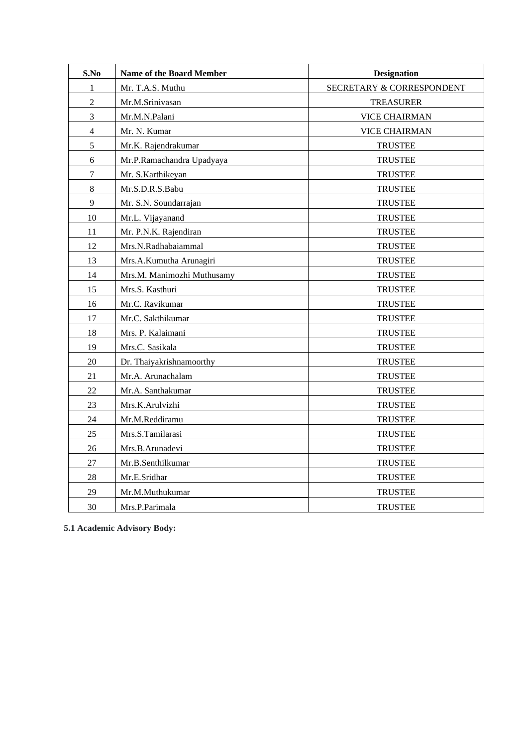| S.No | Name of the Board Member | Designation |
|---|---|---|
| 1 | Mr. T.A.S. Muthu | SECRETARY & CORRESPONDENT |
| 2 | Mr.M.Srinivasan | TREASURER |
| 3 | Mr.M.N.Palani | VICE CHAIRMAN |
| 4 | Mr. N. Kumar | VICE CHAIRMAN |
| 5 | Mr.K. Rajendrakumar | TRUSTEE |
| 6 | Mr.P.Ramachandra Upadyaya | TRUSTEE |
| 7 | Mr. S.Karthikeyan | TRUSTEE |
| 8 | Mr.S.D.R.S.Babu | TRUSTEE |
| 9 | Mr. S.N. Soundarrajan | TRUSTEE |
| 10 | Mr.L. Vijayanand | TRUSTEE |
| 11 | Mr. P.N.K. Rajendiran | TRUSTEE |
| 12 | Mrs.N.Radhabaiammal | TRUSTEE |
| 13 | Mrs.A.Kumutha Arunagiri | TRUSTEE |
| 14 | Mrs.M. Manimozhi Muthusamy | TRUSTEE |
| 15 | Mrs.S. Kasthuri | TRUSTEE |
| 16 | Mr.C. Ravikumar | TRUSTEE |
| 17 | Mr.C. Sakthikumar | TRUSTEE |
| 18 | Mrs. P. Kalaimani | TRUSTEE |
| 19 | Mrs.C. Sasikala | TRUSTEE |
| 20 | Dr. Thaiyakrishnamoorthy | TRUSTEE |
| 21 | Mr.A. Arunachalam | TRUSTEE |
| 22 | Mr.A. Santhakumar | TRUSTEE |
| 23 | Mrs.K.Arulvizhi | TRUSTEE |
| 24 | Mr.M.Reddiramu | TRUSTEE |
| 25 | Mrs.S.Tamilarasi | TRUSTEE |
| 26 | Mrs.B.Arunadevi | TRUSTEE |
| 27 | Mr.B.Senthilkumar | TRUSTEE |
| 28 | Mr.E.Sridhar | TRUSTEE |
| 29 | Mr.M.Muthukumar | TRUSTEE |
| 30 | Mrs.P.Parimala | TRUSTEE |

**5.1 Academic Advisory Body:**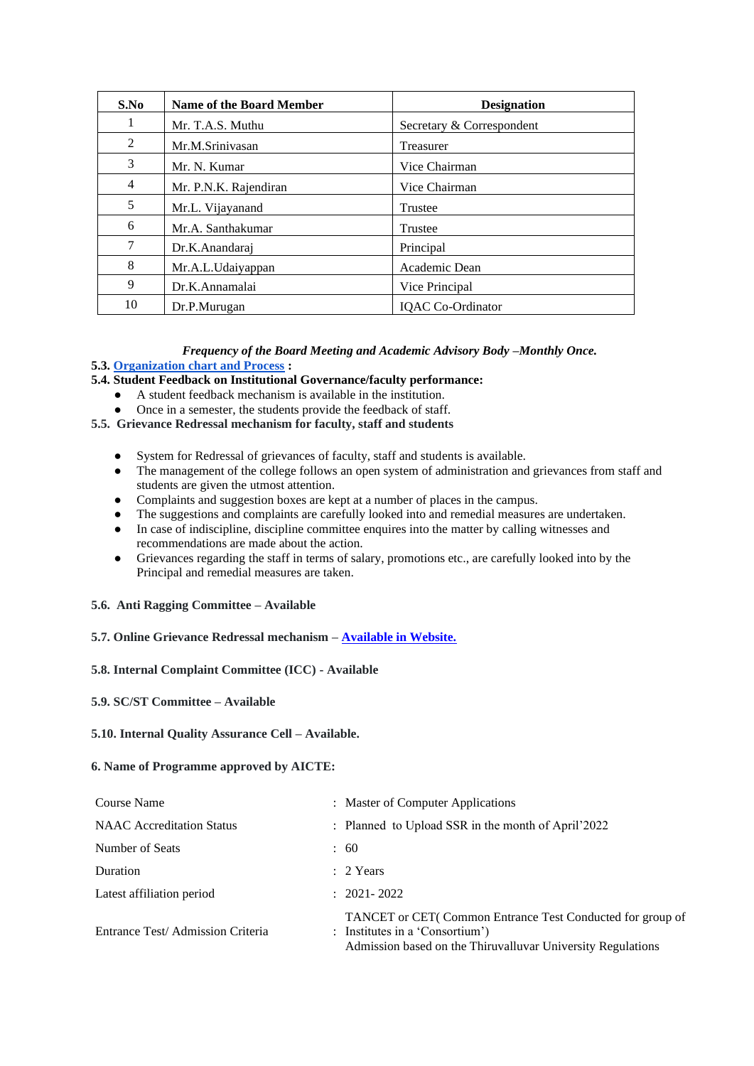| S.No | Name of the Board Member | Designation |
|---|---|---|
| 1 | Mr. T.A.S. Muthu | Secretary & Correspondent |
| 2 | Mr.M.Srinivasan | Treasurer |
| 3 | Mr. N. Kumar | Vice Chairman |
| 4 | Mr. P.N.K. Rajendiran | Vice Chairman |
| 5 | Mr.L. Vijayanand | Trustee |
| 6 | Mr.A. Santhakumar | Trustee |
| 7 | Dr.K.Anandaraj | Principal |
| 8 | Mr.A.L.Udaiyappan | Academic Dean |
| 9 | Dr.K.Annamalai | Vice Principal |
| 10 | Dr.P.Murugan | IQAC Co-Ordinator |

***Frequency of the Board Meeting and Academic Advisory Body –Monthly Once.***

**5.3. Organization chart and Process :**

**5.4. Student Feedback on Institutional Governance/faculty performance:**

- A student feedback mechanism is available in the institution.
- Once in a semester, the students provide the feedback of staff.

**5.5. Grievance Redressal mechanism for faculty, staff and students**

- System for Redressal of grievances of faculty, staff and students is available.
- The management of the college follows an open system of administration and grievances from staff and students are given the utmost attention.
- Complaints and suggestion boxes are kept at a number of places in the campus.
- The suggestions and complaints are carefully looked into and remedial measures are undertaken.
- In case of indiscipline, discipline committee enquires into the matter by calling witnesses and recommendations are made about the action.
- Grievances regarding the staff in terms of salary, promotions etc., are carefully looked into by the Principal and remedial measures are taken.

**5.6. Anti Ragging Committee – Available**

**5.7. Online Grievance Redressal mechanism – Available in Website.**

**5.8. Internal Complaint Committee (ICC) - Available**

**5.9. SC/ST Committee – Available**

**5.10. Internal Quality Assurance Cell – Available.**

**6. Name of Programme approved by AICTE:**

| | | |
|---|---|---|
| Course Name | : | Master of Computer Applications |
| NAAC Accreditation Status | : | Planned to Upload SSR in the month of April'2022 |
| Number of Seats | : | 60 |
| Duration | : | 2 Years |
| Latest affiliation period | : | 2021- 2022 |
| Entrance Test/ Admission Criteria | : | TANCET or CET( Common Entrance Test Conducted for group of Institutes in a 'Consortium') Admission based on the Thiruvalluvar University Regulations |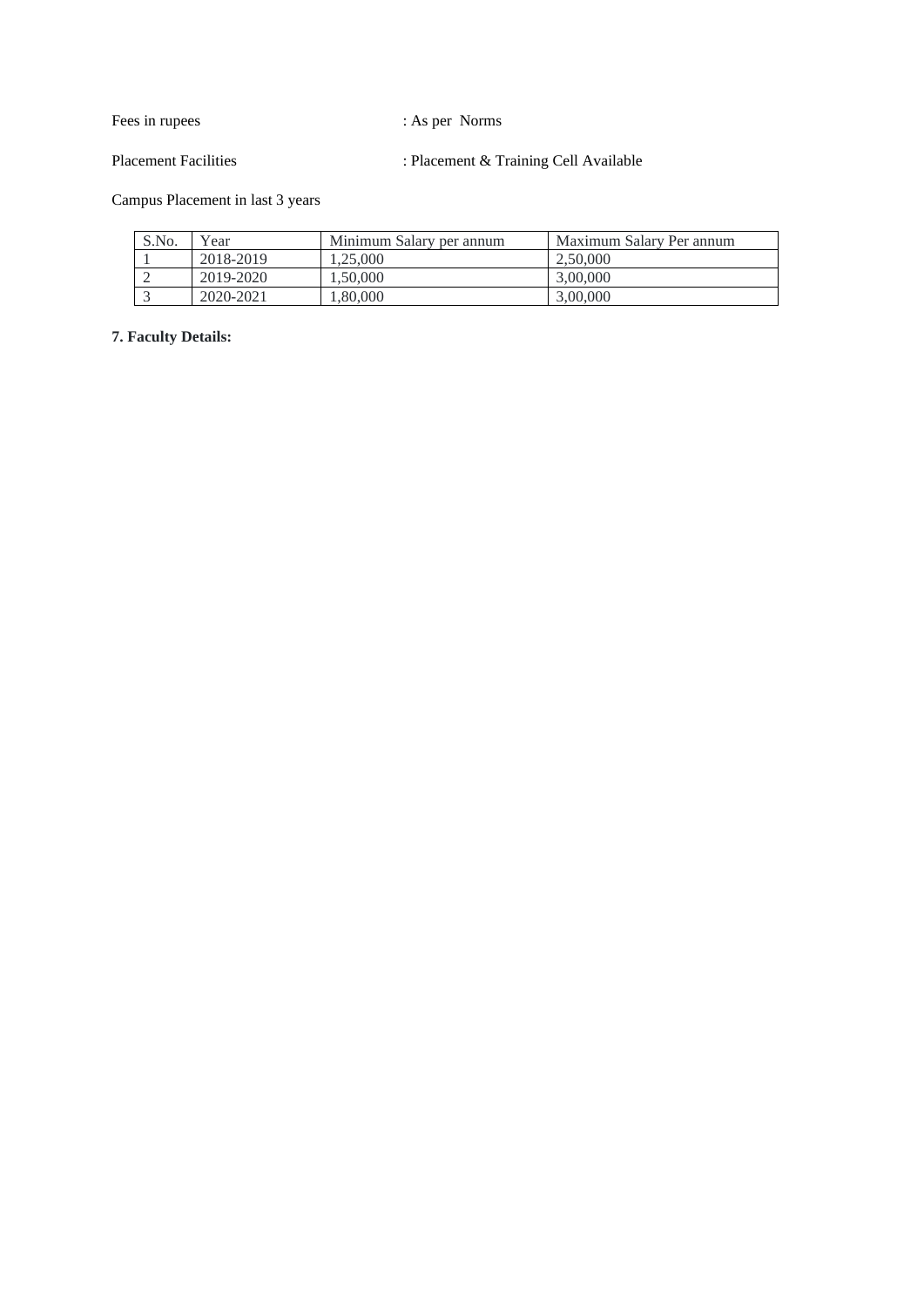Fees in rupees : As per Norms

Placement Facilities : Placement & Training Cell Available

Campus Placement in last 3 years

| S.No. | Year | Minimum Salary per annum | Maximum Salary Per annum |
|---|---|---|---|
| 1 | 2018-2019 | 1,25,000 | 2,50,000 |
| 2 | 2019-2020 | 1,50,000 | 3,00,000 |
| 3 | 2020-2021 | 1,80,000 | 3,00,000 |

**7. Faculty Details:**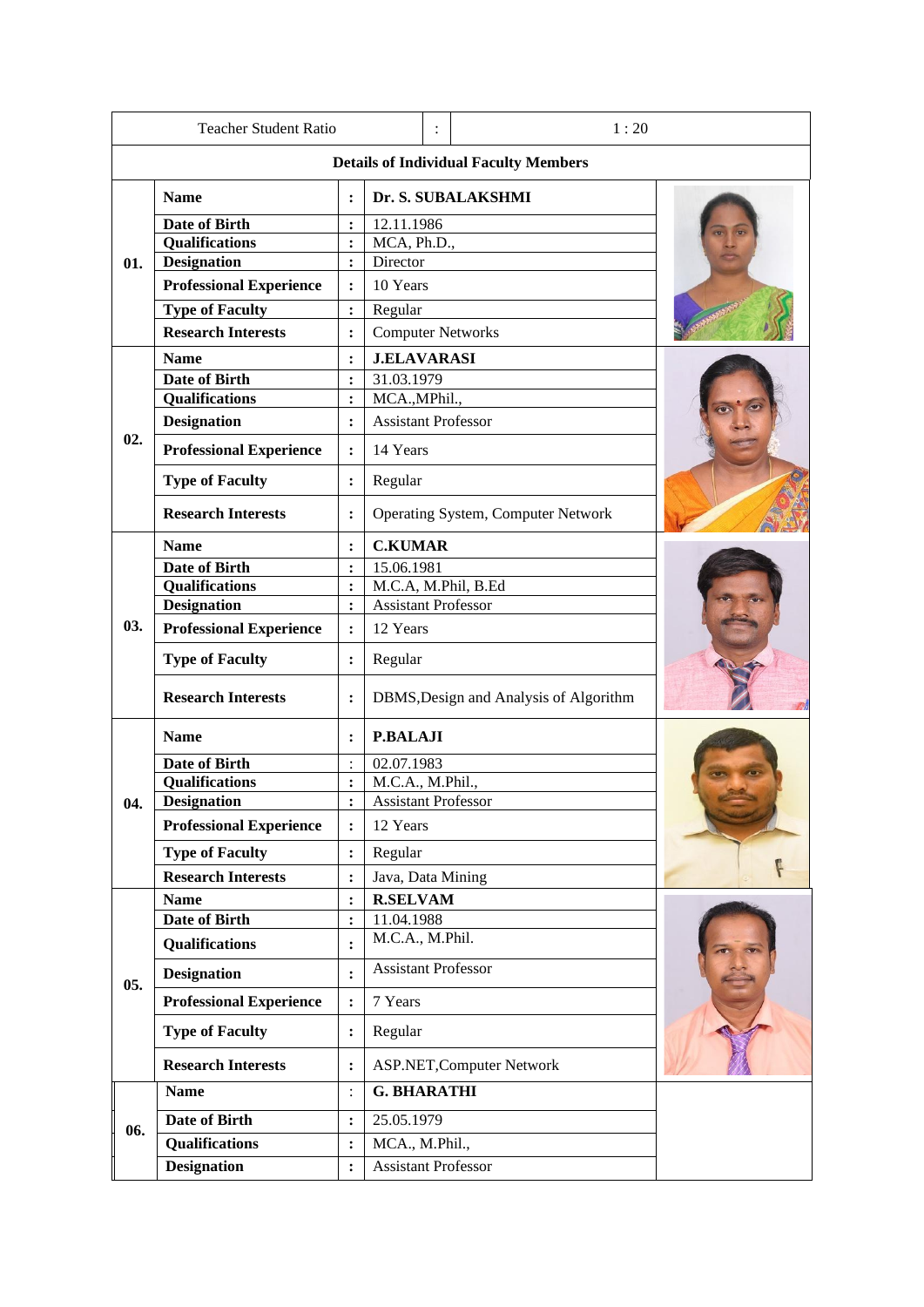| Teacher Student Ratio | : | 1 : 20 |
|---|---|---|

**Details of Individual Faculty Members**

| No. | Field | : | Details |
|---|---|---|---|
| 01. | **Name** | : | **Dr. S. SUBALAKSHMI** |
| | **Date of Birth** | : | 12.11.1986 |
| | **Qualifications** | : | MCA, Ph.D., |
| | **Designation** | : | Director |
| | **Professional Experience** | : | 10 Years |
| | **Type of Faculty** | : | Regular |
| | **Research Interests** | : | Computer Networks |
| 02. | **Name** | : | **J.ELAVARASI** |
| | **Date of Birth** | : | 31.03.1979 |
| | **Qualifications** | : | MCA.,MPhil., |
| | **Designation** | : | Assistant Professor |
| | **Professional Experience** | : | 14 Years |
| | **Type of Faculty** | : | Regular |
| | **Research Interests** | : | Operating System, Computer Network |
| 03. | **Name** | : | **C.KUMAR** |
| | **Date of Birth** | : | 15.06.1981 |
| | **Qualifications** | : | M.C.A, M.Phil, B.Ed |
| | **Designation** | : | Assistant Professor |
| | **Professional Experience** | : | 12 Years |
| | **Type of Faculty** | : | Regular |
| | **Research Interests** | : | DBMS,Design and Analysis of Algorithm |
| 04. | **Name** | : | **P.BALAJI** |
| | **Date of Birth** | : | 02.07.1983 |
| | **Qualifications** | : | M.C.A., M.Phil., |
| | **Designation** | : | Assistant Professor |
| | **Professional Experience** | : | 12 Years |
| | **Type of Faculty** | : | Regular |
| | **Research Interests** | : | Java, Data Mining |
| 05. | **Name** | : | **R.SELVAM** |
| | **Date of Birth** | : | 11.04.1988 |
| | **Qualifications** | : | M.C.A., M.Phil. |
| | **Designation** | : | Assistant Professor |
| | **Professional Experience** | : | 7 Years |
| | **Type of Faculty** | : | Regular |
| | **Research Interests** | : | ASP.NET,Computer Network |
| 06. | **Name** | : | **G. BHARATHI** |
| | **Date of Birth** | : | 25.05.1979 |
| | **Qualifications** | : | MCA., M.Phil., |
| | **Designation** | : | Assistant Professor |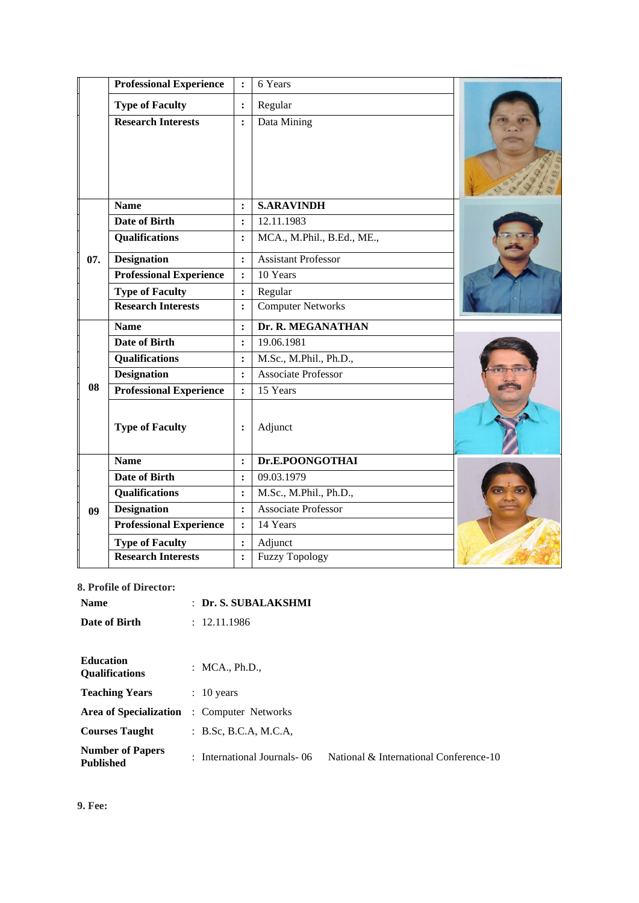| | | | |
|---|---|---|---|
| | **Professional Experience** | : | 6 Years |
| | **Type of Faculty** | : | Regular |
| | **Research Interests** | : | Data Mining |
| 07. | **Name** | : | **S.ARAVINDH** |
| | **Date of Birth** | : | 12.11.1983 |
| | **Qualifications** | : | MCA., M.Phil., B.Ed., ME., |
| | **Designation** | : | Assistant Professor |
| | **Professional Experience** | : | 10 Years |
| | **Type of Faculty** | : | Regular |
| | **Research Interests** | : | Computer Networks |
| 08 | **Name** | : | **Dr. R. MEGANATHAN** |
| | **Date of Birth** | : | 19.06.1981 |
| | **Qualifications** | : | M.Sc., M.Phil., Ph.D., |
| | **Designation** | : | Associate Professor |
| | **Professional Experience** | : | 15 Years |
| | **Type of Faculty** | : | Adjunct |
| 09 | **Name** | : | **Dr.E.POONGOTHAI** |
| | **Date of Birth** | : | 09.03.1979 |
| | **Qualifications** | : | M.Sc., M.Phil., Ph.D., |
| | **Designation** | : | Associate Professor |
| | **Professional Experience** | : | 14 Years |
| | **Type of Faculty** | : | Adjunct |
| | **Research Interests** | : | Fuzzy Topology |

**8. Profile of Director:**

| | |
|---|---|
| **Name** | : **Dr. S. SUBALAKSHMI** |
| **Date of Birth** | : 12.11.1986 |
| **Education Qualifications** | : MCA., Ph.D., |
| **Teaching Years** | : 10 years |
| **Area of Specialization** | : Computer Networks |
| **Courses Taught** | : B.Sc, B.C.A, M.C.A, |
| **Number of Papers Published** | : International Journals- 06 National & International Conference-10 |

**9. Fee:**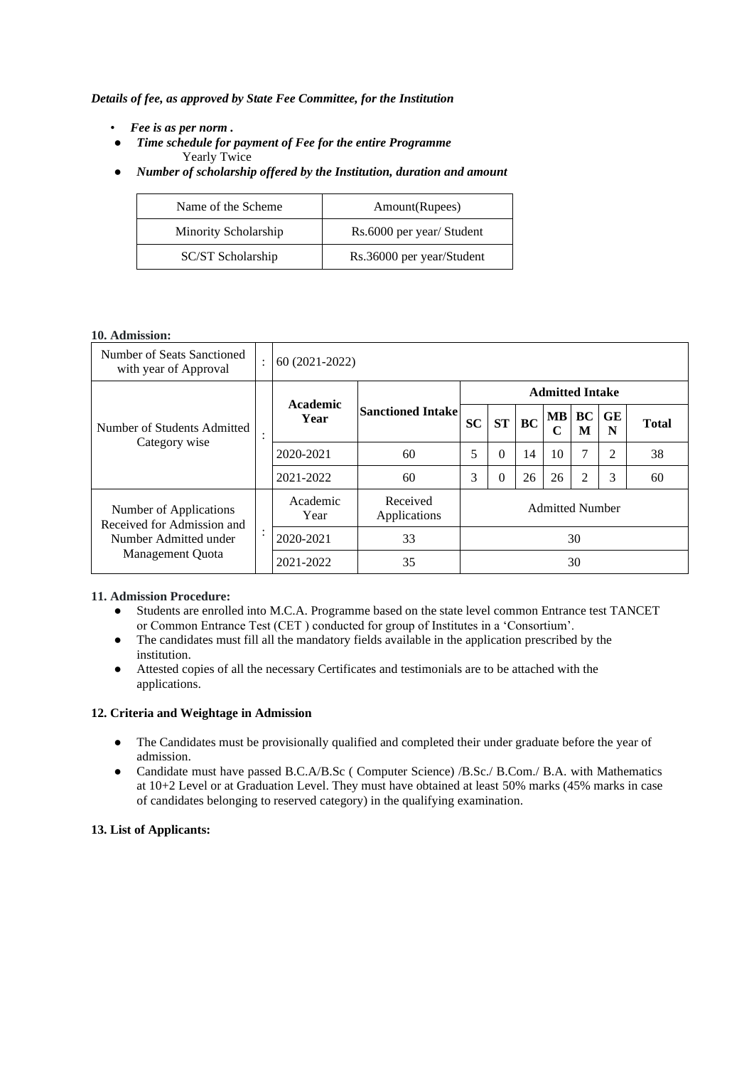***Details of fee, as approved by State Fee Committee, for the Institution***

- ***Fee is as per norm .***
- ***Time schedule for payment of Fee for the entire Programme***
  Yearly Twice
- ***Number of scholarship offered by the Institution, duration and amount***

| Name of the Scheme | Amount(Rupees) |
|---|---|
| Minority Scholarship | Rs.6000 per year/ Student |
| SC/ST Scholarship | Rs.36000 per year/Student |

**10. Admission:**

| | | | | | | | | | | | |
|---|---|---|---|---|---|---|---|---|---|---|---|
| Number of Seats Sanctioned with year of Approval | : | 60 (2021-2022) | | | | | | | | | |
| Number of Students Admitted Category wise | : | **Academic Year** | **Sanctioned Intake** | **Admitted Intake** | | | | | | | |
| | | | | **SC** | **ST** | **BC** | **MBC** | **BCM** | **GEN** | **Total** |
| | | 2020-2021 | 60 | 5 | 0 | 14 | 10 | 7 | 2 | 38 |
| | | 2021-2022 | 60 | 3 | 0 | 26 | 26 | 2 | 3 | 60 |
| Number of Applications Received for Admission and Number Admitted under Management Quota | : | Academic Year | Received Applications | Admitted Number | | | | | | | |
| | | 2020-2021 | 33 | 30 | | | | | | | |
| | | 2021-2022 | 35 | 30 | | | | | | | |

**11. Admission Procedure:**

- Students are enrolled into M.C.A. Programme based on the state level common Entrance test TANCET or Common Entrance Test (CET ) conducted for group of Institutes in a 'Consortium'.
- The candidates must fill all the mandatory fields available in the application prescribed by the institution.
- Attested copies of all the necessary Certificates and testimonials are to be attached with the applications.

**12. Criteria and Weightage in Admission**

- The Candidates must be provisionally qualified and completed their under graduate before the year of admission.
- Candidate must have passed B.C.A/B.Sc ( Computer Science) /B.Sc./ B.Com./ B.A. with Mathematics at 10+2 Level or at Graduation Level. They must have obtained at least 50% marks (45% marks in case of candidates belonging to reserved category) in the qualifying examination.

**13. List of Applicants:**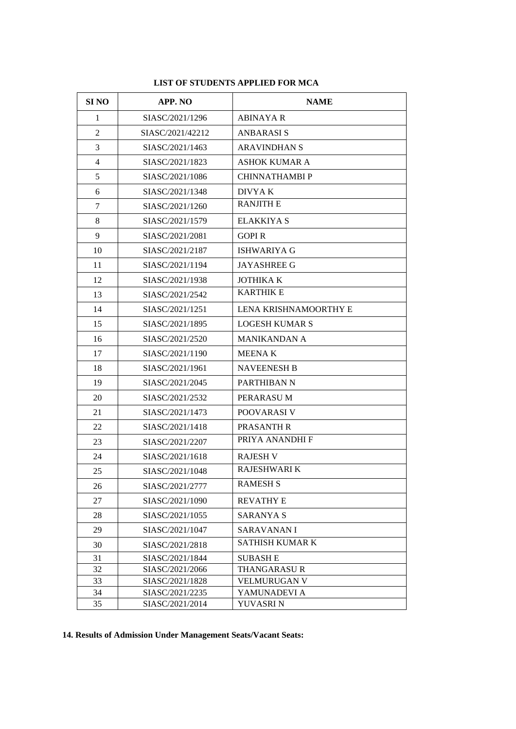**LIST OF STUDENTS APPLIED FOR MCA**

| SI NO | APP. NO | NAME |
|---|---|---|
| 1 | SIASC/2021/1296 | ABINAYA R |
| 2 | SIASC/2021/42212 | ANBARASI S |
| 3 | SIASC/2021/1463 | ARAVINDHAN S |
| 4 | SIASC/2021/1823 | ASHOK KUMAR A |
| 5 | SIASC/2021/1086 | CHINNATHAMBI P |
| 6 | SIASC/2021/1348 | DIVYA K |
| 7 | SIASC/2021/1260 | RANJITH E |
| 8 | SIASC/2021/1579 | ELAKKIYA S |
| 9 | SIASC/2021/2081 | GOPI R |
| 10 | SIASC/2021/2187 | ISHWARIYA G |
| 11 | SIASC/2021/1194 | JAYASHREE G |
| 12 | SIASC/2021/1938 | JOTHIKA K |
| 13 | SIASC/2021/2542 | KARTHIK E |
| 14 | SIASC/2021/1251 | LENA KRISHNAMOORTHY E |
| 15 | SIASC/2021/1895 | LOGESH KUMAR S |
| 16 | SIASC/2021/2520 | MANIKANDAN A |
| 17 | SIASC/2021/1190 | MEENA K |
| 18 | SIASC/2021/1961 | NAVEENESH B |
| 19 | SIASC/2021/2045 | PARTHIBAN N |
| 20 | SIASC/2021/2532 | PERARASU M |
| 21 | SIASC/2021/1473 | POOVARASI V |
| 22 | SIASC/2021/1418 | PRASANTH R |
| 23 | SIASC/2021/2207 | PRIYA ANANDHI F |
| 24 | SIASC/2021/1618 | RAJESH V |
| 25 | SIASC/2021/1048 | RAJESHWARI K |
| 26 | SIASC/2021/2777 | RAMESH S |
| 27 | SIASC/2021/1090 | REVATHY E |
| 28 | SIASC/2021/1055 | SARANYA S |
| 29 | SIASC/2021/1047 | SARAVANAN I |
| 30 | SIASC/2021/2818 | SATHISH KUMAR K |
| 31 | SIASC/2021/1844 | SUBASH E |
| 32 | SIASC/2021/2066 | THANGARASU R |
| 33 | SIASC/2021/1828 | VELMURUGAN V |
| 34 | SIASC/2021/2235 | YAMUNADEVI A |
| 35 | SIASC/2021/2014 | YUVASRI N |

**14. Results of Admission Under Management Seats/Vacant Seats:**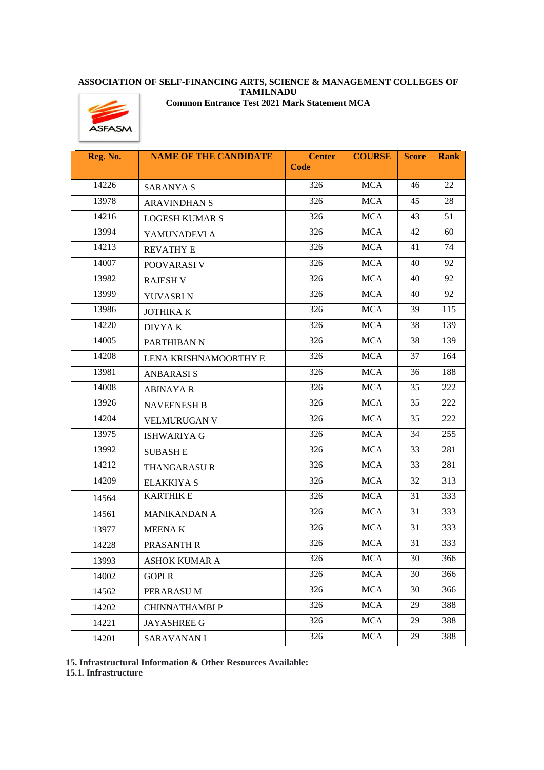**ASSOCIATION OF SELF-FINANCING ARTS, SCIENCE & MANAGEMENT COLLEGES OF TAMILNADU**

**Common Entrance Test 2021 Mark Statement MCA**

| Reg. No. | NAME OF THE CANDIDATE | Center Code | COURSE | Score | Rank |
|---|---|---|---|---|---|
| 14226 | SARANYA S | 326 | MCA | 46 | 22 |
| 13978 | ARAVINDHAN S | 326 | MCA | 45 | 28 |
| 14216 | LOGESH KUMAR S | 326 | MCA | 43 | 51 |
| 13994 | YAMUNADEVI A | 326 | MCA | 42 | 60 |
| 14213 | REVATHY E | 326 | MCA | 41 | 74 |
| 14007 | POOVARASI V | 326 | MCA | 40 | 92 |
| 13982 | RAJESH V | 326 | MCA | 40 | 92 |
| 13999 | YUVASRI N | 326 | MCA | 40 | 92 |
| 13986 | JOTHIKA K | 326 | MCA | 39 | 115 |
| 14220 | DIVYA K | 326 | MCA | 38 | 139 |
| 14005 | PARTHIBAN N | 326 | MCA | 38 | 139 |
| 14208 | LENA KRISHNAMOORTHY E | 326 | MCA | 37 | 164 |
| 13981 | ANBARASI S | 326 | MCA | 36 | 188 |
| 14008 | ABINAYA R | 326 | MCA | 35 | 222 |
| 13926 | NAVEENESH B | 326 | MCA | 35 | 222 |
| 14204 | VELMURUGAN V | 326 | MCA | 35 | 222 |
| 13975 | ISHWARIYA G | 326 | MCA | 34 | 255 |
| 13992 | SUBASH E | 326 | MCA | 33 | 281 |
| 14212 | THANGARASU R | 326 | MCA | 33 | 281 |
| 14209 | ELAKKIYA S | 326 | MCA | 32 | 313 |
| 14564 | KARTHIK E | 326 | MCA | 31 | 333 |
| 14561 | MANIKANDAN A | 326 | MCA | 31 | 333 |
| 13977 | MEENA K | 326 | MCA | 31 | 333 |
| 14228 | PRASANTH R | 326 | MCA | 31 | 333 |
| 13993 | ASHOK KUMAR A | 326 | MCA | 30 | 366 |
| 14002 | GOPI R | 326 | MCA | 30 | 366 |
| 14562 | PERARASU M | 326 | MCA | 30 | 366 |
| 14202 | CHINNATHAMBI P | 326 | MCA | 29 | 388 |
| 14221 | JAYASHREE G | 326 | MCA | 29 | 388 |
| 14201 | SARAVANAN I | 326 | MCA | 29 | 388 |

**15. Infrastructural Information & Other Resources Available:**

**15.1. Infrastructure**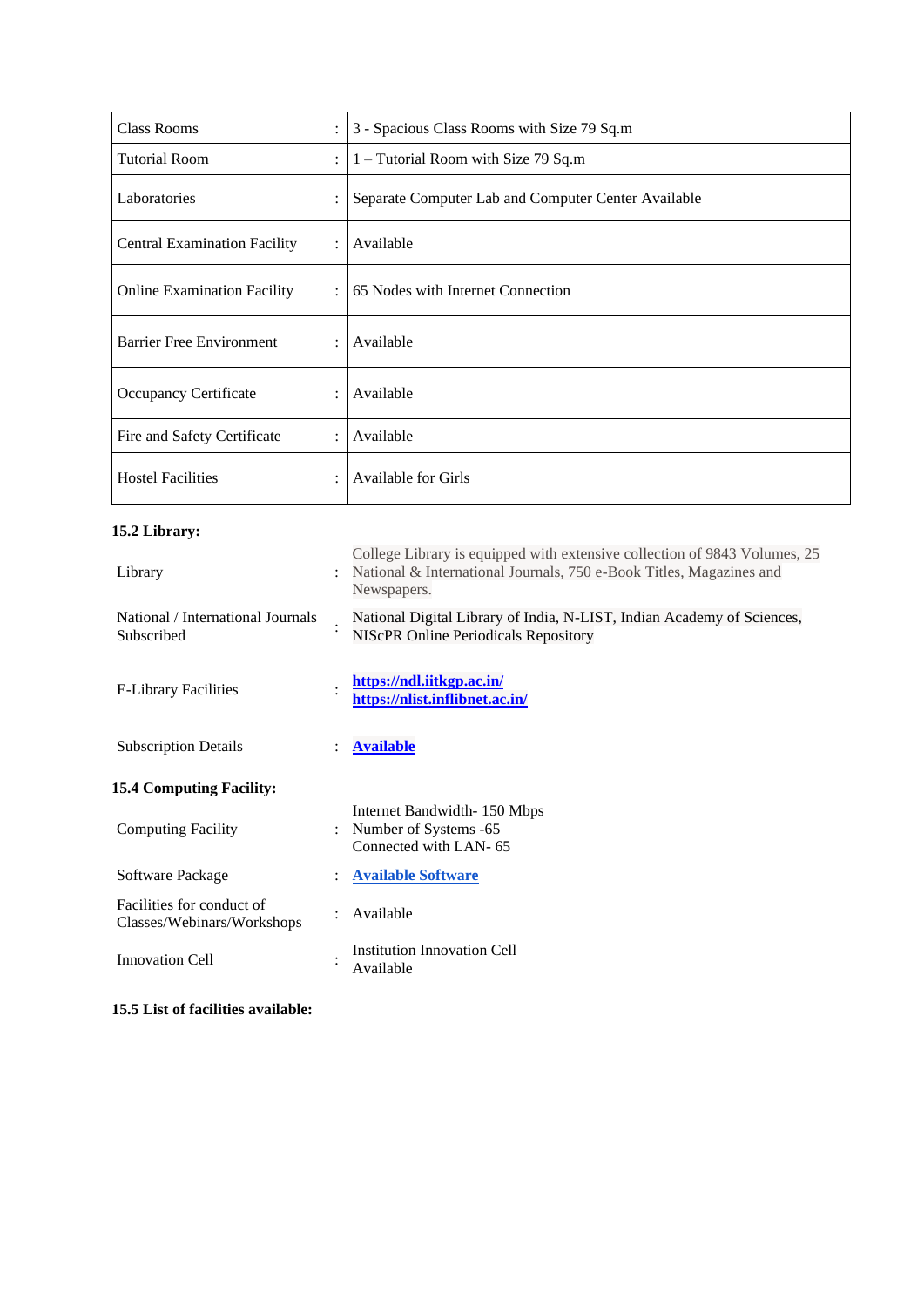| Class Rooms | : | 3 - Spacious Class Rooms with Size 79 Sq.m |
|---|---|---|
| Tutorial Room | : | 1 – Tutorial Room with Size 79 Sq.m |
| Laboratories | : | Separate Computer Lab and Computer Center Available |
| Central Examination Facility | : | Available |
| Online Examination Facility | : | 65 Nodes with Internet Connection |
| Barrier Free Environment | : | Available |
| Occupancy Certificate | : | Available |
| Fire and Safety Certificate | : | Available |
| Hostel Facilities | : | Available for Girls |

**15.2 Library:**

| | | |
|---|---|---|
| Library | : | College Library is equipped with extensive collection of 9843 Volumes, 25 National & International Journals, 750 e-Book Titles, Magazines and Newspapers. |
| National / International Journals Subscribed | : | National Digital Library of India, N-LIST, Indian Academy of Sciences, NIScPR Online Periodicals Repository |
| E-Library Facilities | : | **https://ndl.iitkgp.ac.in/** **https://nlist.inflibnet.ac.in/** |
| Subscription Details | : | **Available** |

**15.4 Computing Facility:**

| | | |
|---|---|---|
| Computing Facility | : | Internet Bandwidth- 150 Mbps<br>Number of Systems -65<br>Connected with LAN- 65 |
| Software Package | : | **Available Software** |
| Facilities for conduct of Classes/Webinars/Workshops | : | Available |
| Innovation Cell | : | Institution Innovation Cell Available |

**15.5 List of facilities available:**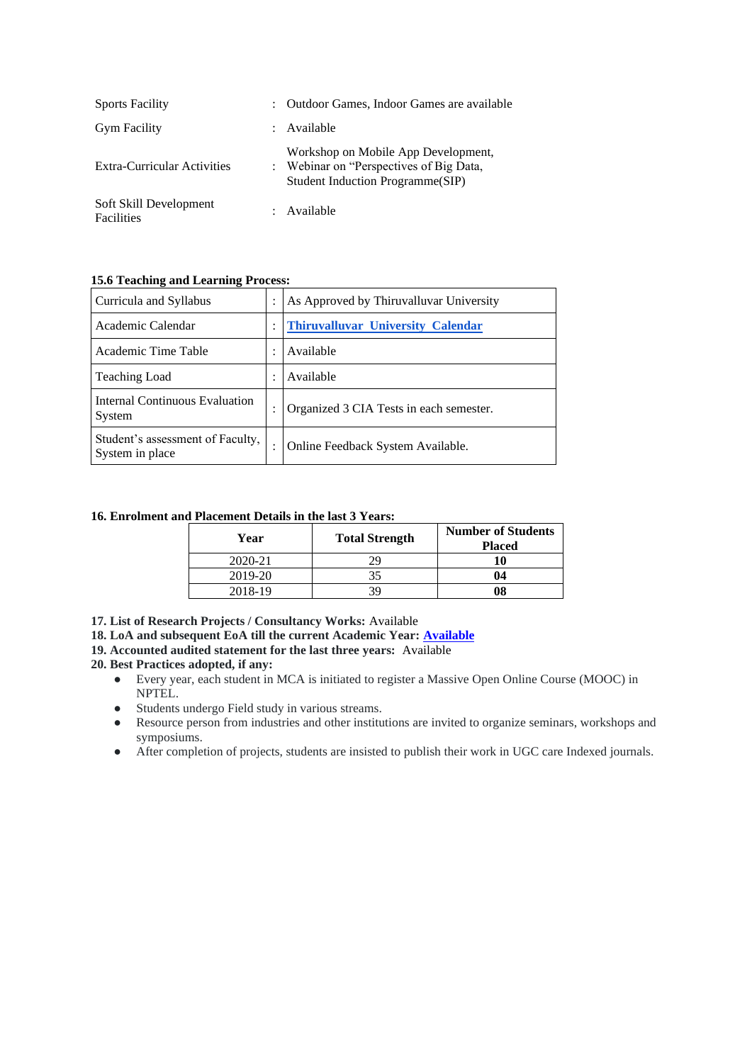| | | |
|---|---|---|
| Sports Facility | : | Outdoor Games, Indoor Games are available |
| Gym Facility | : | Available |
| Extra-Curricular Activities | : | Workshop on Mobile App Development, Webinar on "Perspectives of Big Data, Student Induction Programme(SIP) |
| Soft Skill Development Facilities | : | Available |

**15.6 Teaching and Learning Process:**

| | | |
|---|---|---|
| Curricula and Syllabus | : | As Approved by Thiruvalluvar University |
| Academic Calendar | : | **Thiruvalluvar University Calendar** |
| Academic Time Table | : | Available |
| Teaching Load | : | Available |
| Internal Continuous Evaluation System | : | Organized 3 CIA Tests in each semester. |
| Student's assessment of Faculty, System in place | : | Online Feedback System Available. |

**16. Enrolment and Placement Details in the last 3 Years:**

| Year | Total Strength | Number of Students Placed |
|---|---|---|
| 2020-21 | 29 | **10** |
| 2019-20 | 35 | **04** |
| 2018-19 | 39 | **08** |

**17. List of Research Projects / Consultancy Works:** Available

**18. LoA and subsequent EoA till the current Academic Year: Available**

**19. Accounted audited statement for the last three years:** Available

**20. Best Practices adopted, if any:**

- Every year, each student in MCA is initiated to register a Massive Open Online Course (MOOC) in NPTEL.
- Students undergo Field study in various streams.
- Resource person from industries and other institutions are invited to organize seminars, workshops and symposiums.
- After completion of projects, students are insisted to publish their work in UGC care Indexed journals.